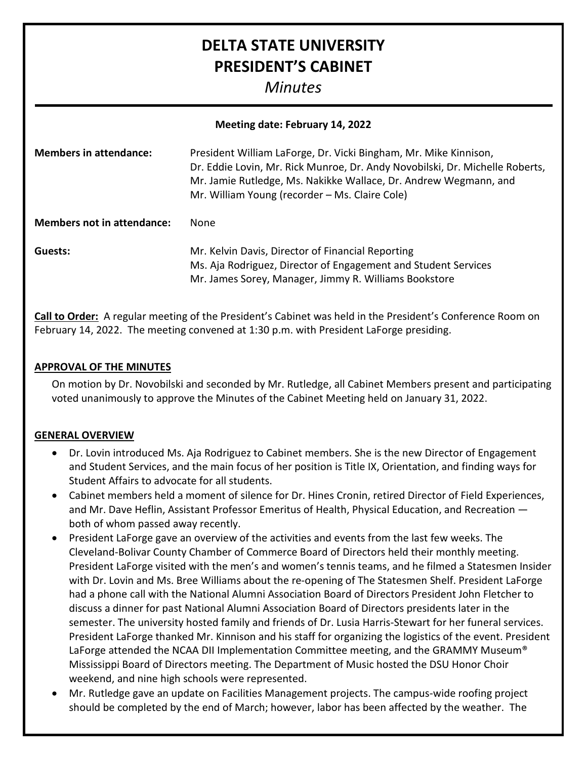# DELTA STATE UNIVERSITY
# PRESIDENT'S CABINET
## *Minutes*

**Meeting date: February 14, 2022**

**Members in attendance:** President William LaForge, Dr. Vicki Bingham, Mr. Mike Kinnison, Dr. Eddie Lovin, Mr. Rick Munroe, Dr. Andy Novobilski, Dr. Michelle Roberts, Mr. Jamie Rutledge, Ms. Nakikke Wallace, Dr. Andrew Wegmann, and Mr. William Young (recorder – Ms. Claire Cole)

**Members not in attendance:** None

**Guests:**
Mr. Kelvin Davis, Director of Financial Reporting
Ms. Aja Rodriguez, Director of Engagement and Student Services
Mr. James Sorey, Manager, Jimmy R. Williams Bookstore

**Call to Order:** A regular meeting of the President's Cabinet was held in the President's Conference Room on February 14, 2022. The meeting convened at 1:30 p.m. with President LaForge presiding.

**APPROVAL OF THE MINUTES**

On motion by Dr. Novobilski and seconded by Mr. Rutledge, all Cabinet Members present and participating voted unanimously to approve the Minutes of the Cabinet Meeting held on January 31, 2022.

**GENERAL OVERVIEW**

- Dr. Lovin introduced Ms. Aja Rodriguez to Cabinet members. She is the new Director of Engagement and Student Services, and the main focus of her position is Title IX, Orientation, and finding ways for Student Affairs to advocate for all students.
- Cabinet members held a moment of silence for Dr. Hines Cronin, retired Director of Field Experiences, and Mr. Dave Heflin, Assistant Professor Emeritus of Health, Physical Education, and Recreation — both of whom passed away recently.
- President LaForge gave an overview of the activities and events from the last few weeks. The Cleveland-Bolivar County Chamber of Commerce Board of Directors held their monthly meeting. President LaForge visited with the men's and women's tennis teams, and he filmed a Statesmen Insider with Dr. Lovin and Ms. Bree Williams about the re-opening of The Statesmen Shelf. President LaForge had a phone call with the National Alumni Association Board of Directors President John Fletcher to discuss a dinner for past National Alumni Association Board of Directors presidents later in the semester. The university hosted family and friends of Dr. Lusia Harris-Stewart for her funeral services. President LaForge thanked Mr. Kinnison and his staff for organizing the logistics of the event. President LaForge attended the NCAA DII Implementation Committee meeting, and the GRAMMY Museum® Mississippi Board of Directors meeting. The Department of Music hosted the DSU Honor Choir weekend, and nine high schools were represented.
- Mr. Rutledge gave an update on Facilities Management projects. The campus-wide roofing project should be completed by the end of March; however, labor has been affected by the weather. The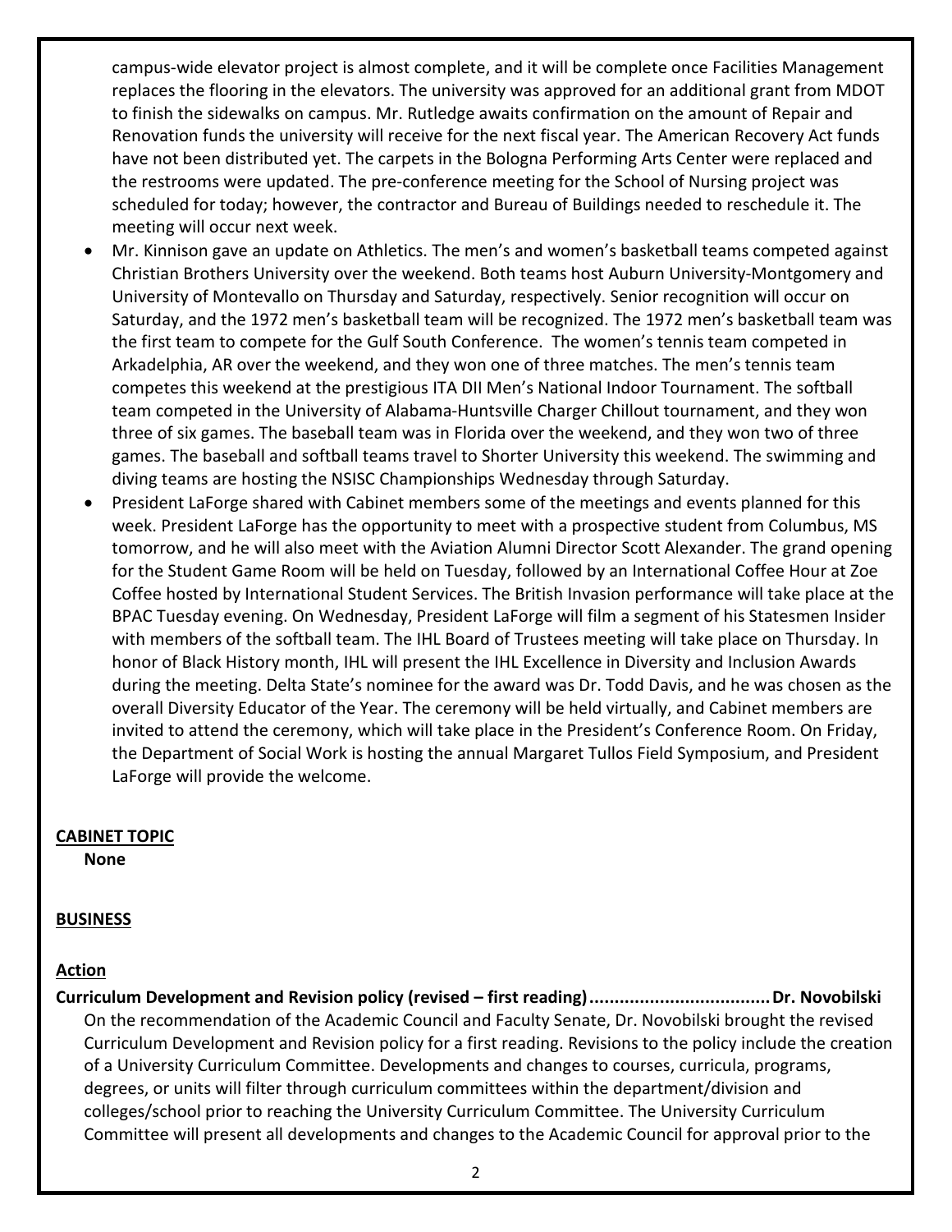campus-wide elevator project is almost complete, and it will be complete once Facilities Management replaces the flooring in the elevators. The university was approved for an additional grant from MDOT to finish the sidewalks on campus. Mr. Rutledge awaits confirmation on the amount of Repair and Renovation funds the university will receive for the next fiscal year. The American Recovery Act funds have not been distributed yet. The carpets in the Bologna Performing Arts Center were replaced and the restrooms were updated. The pre-conference meeting for the School of Nursing project was scheduled for today; however, the contractor and Bureau of Buildings needed to reschedule it. The meeting will occur next week.

- Mr. Kinnison gave an update on Athletics. The men's and women's basketball teams competed against Christian Brothers University over the weekend. Both teams host Auburn University-Montgomery and University of Montevallo on Thursday and Saturday, respectively. Senior recognition will occur on Saturday, and the 1972 men's basketball team will be recognized. The 1972 men's basketball team was the first team to compete for the Gulf South Conference. The women's tennis team competed in Arkadelphia, AR over the weekend, and they won one of three matches. The men's tennis team competes this weekend at the prestigious ITA DII Men's National Indoor Tournament. The softball team competed in the University of Alabama-Huntsville Charger Chillout tournament, and they won three of six games. The baseball team was in Florida over the weekend, and they won two of three games. The baseball and softball teams travel to Shorter University this weekend. The swimming and diving teams are hosting the NSISC Championships Wednesday through Saturday.
- President LaForge shared with Cabinet members some of the meetings and events planned for this week. President LaForge has the opportunity to meet with a prospective student from Columbus, MS tomorrow, and he will also meet with the Aviation Alumni Director Scott Alexander. The grand opening for the Student Game Room will be held on Tuesday, followed by an International Coffee Hour at Zoe Coffee hosted by International Student Services. The British Invasion performance will take place at the BPAC Tuesday evening. On Wednesday, President LaForge will film a segment of his Statesmen Insider with members of the softball team. The IHL Board of Trustees meeting will take place on Thursday. In honor of Black History month, IHL will present the IHL Excellence in Diversity and Inclusion Awards during the meeting. Delta State's nominee for the award was Dr. Todd Davis, and he was chosen as the overall Diversity Educator of the Year. The ceremony will be held virtually, and Cabinet members are invited to attend the ceremony, which will take place in the President's Conference Room. On Friday, the Department of Social Work is hosting the annual Margaret Tullos Field Symposium, and President LaForge will provide the welcome.

**CABINET TOPIC**

**None**

**BUSINESS**

**Action**

**Curriculum Development and Revision policy (revised – first reading)....................................Dr. Novobilski**

On the recommendation of the Academic Council and Faculty Senate, Dr. Novobilski brought the revised Curriculum Development and Revision policy for a first reading. Revisions to the policy include the creation of a University Curriculum Committee. Developments and changes to courses, curricula, programs, degrees, or units will filter through curriculum committees within the department/division and colleges/school prior to reaching the University Curriculum Committee. The University Curriculum Committee will present all developments and changes to the Academic Council for approval prior to the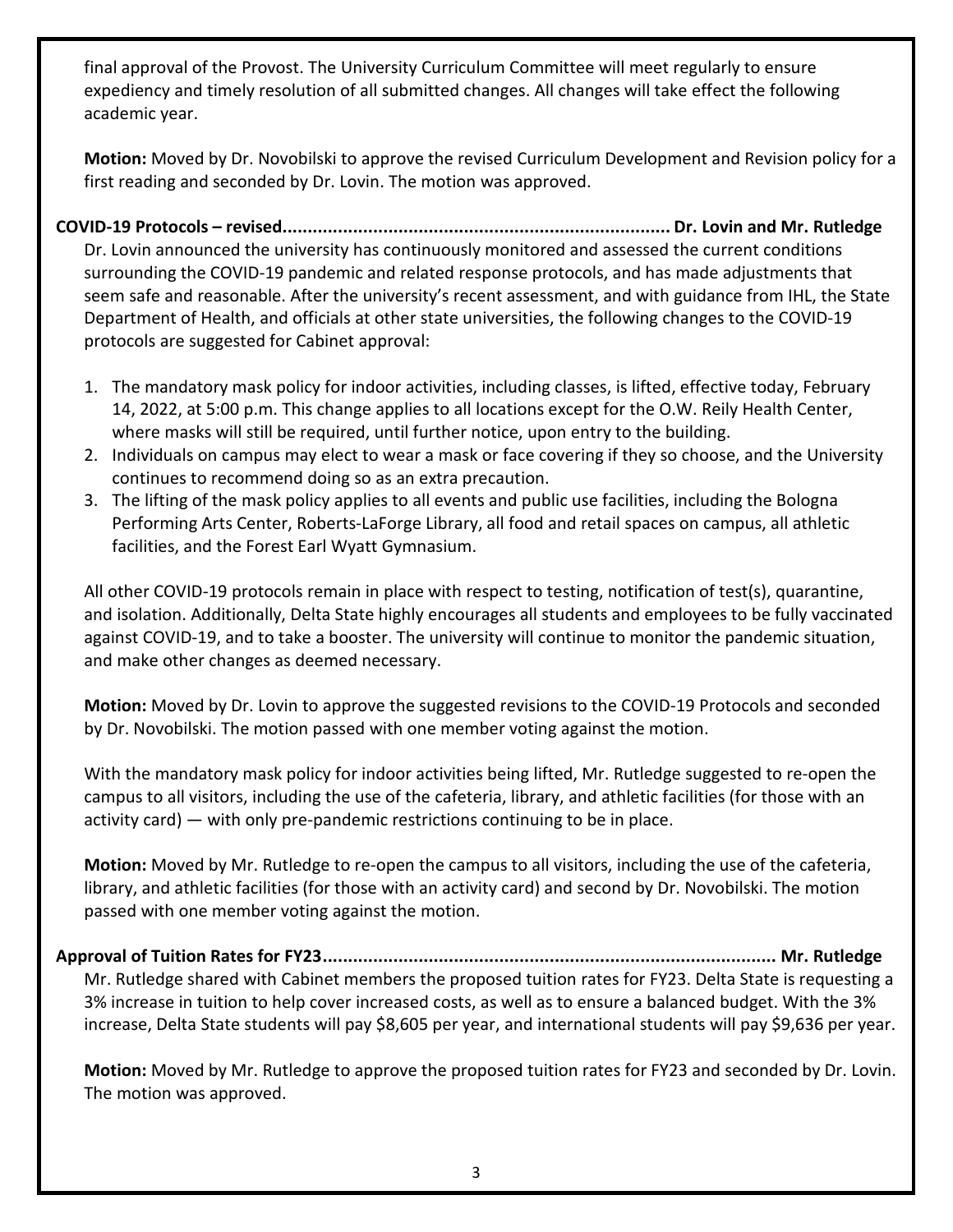final approval of the Provost. The University Curriculum Committee will meet regularly to ensure expediency and timely resolution of all submitted changes. All changes will take effect the following academic year.

**Motion:** Moved by Dr. Novobilski to approve the revised Curriculum Development and Revision policy for a first reading and seconded by Dr. Lovin. The motion was approved.

**COVID-19 Protocols – revised............................................................................. Dr. Lovin and Mr. Rutledge**

Dr. Lovin announced the university has continuously monitored and assessed the current conditions surrounding the COVID-19 pandemic and related response protocols, and has made adjustments that seem safe and reasonable. After the university's recent assessment, and with guidance from IHL, the State Department of Health, and officials at other state universities, the following changes to the COVID-19 protocols are suggested for Cabinet approval:

1. The mandatory mask policy for indoor activities, including classes, is lifted, effective today, February 14, 2022, at 5:00 p.m. This change applies to all locations except for the O.W. Reily Health Center, where masks will still be required, until further notice, upon entry to the building.
2. Individuals on campus may elect to wear a mask or face covering if they so choose, and the University continues to recommend doing so as an extra precaution.
3. The lifting of the mask policy applies to all events and public use facilities, including the Bologna Performing Arts Center, Roberts-LaForge Library, all food and retail spaces on campus, all athletic facilities, and the Forest Earl Wyatt Gymnasium.

All other COVID-19 protocols remain in place with respect to testing, notification of test(s), quarantine, and isolation. Additionally, Delta State highly encourages all students and employees to be fully vaccinated against COVID-19, and to take a booster. The university will continue to monitor the pandemic situation, and make other changes as deemed necessary.

**Motion:** Moved by Dr. Lovin to approve the suggested revisions to the COVID-19 Protocols and seconded by Dr. Novobilski. The motion passed with one member voting against the motion.

With the mandatory mask policy for indoor activities being lifted, Mr. Rutledge suggested to re-open the campus to all visitors, including the use of the cafeteria, library, and athletic facilities (for those with an activity card) — with only pre-pandemic restrictions continuing to be in place.

**Motion:** Moved by Mr. Rutledge to re-open the campus to all visitors, including the use of the cafeteria, library, and athletic facilities (for those with an activity card) and second by Dr. Novobilski. The motion passed with one member voting against the motion.

**Approval of Tuition Rates for FY23......................................................................................... Mr. Rutledge**

Mr. Rutledge shared with Cabinet members the proposed tuition rates for FY23. Delta State is requesting a 3% increase in tuition to help cover increased costs, as well as to ensure a balanced budget. With the 3% increase, Delta State students will pay $8,605 per year, and international students will pay $9,636 per year.

**Motion:** Moved by Mr. Rutledge to approve the proposed tuition rates for FY23 and seconded by Dr. Lovin. The motion was approved.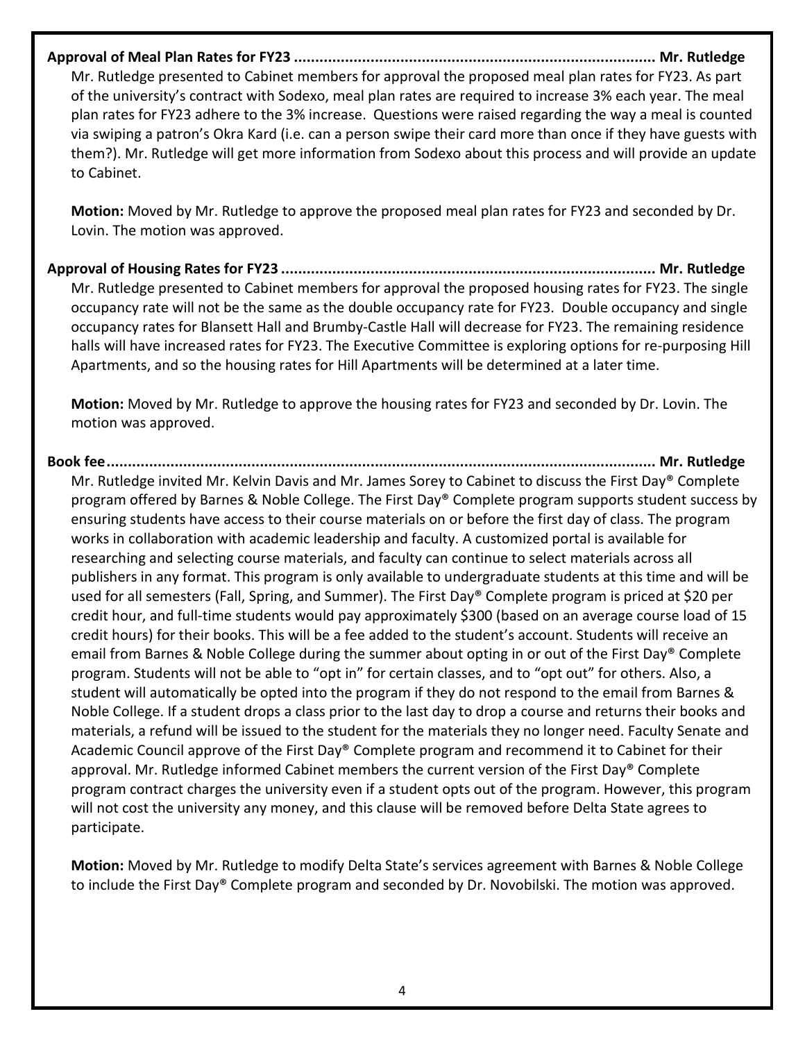**Approval of Meal Plan Rates for FY23 ..................................................................................... Mr. Rutledge**

Mr. Rutledge presented to Cabinet members for approval the proposed meal plan rates for FY23. As part of the university's contract with Sodexo, meal plan rates are required to increase 3% each year. The meal plan rates for FY23 adhere to the 3% increase. Questions were raised regarding the way a meal is counted via swiping a patron's Okra Kard (i.e. can a person swipe their card more than once if they have guests with them?). Mr. Rutledge will get more information from Sodexo about this process and will provide an update to Cabinet.

**Motion:** Moved by Mr. Rutledge to approve the proposed meal plan rates for FY23 and seconded by Dr. Lovin. The motion was approved.

**Approval of Housing Rates for FY23 ....................................................................................... Mr. Rutledge**

Mr. Rutledge presented to Cabinet members for approval the proposed housing rates for FY23. The single occupancy rate will not be the same as the double occupancy rate for FY23. Double occupancy and single occupancy rates for Blansett Hall and Brumby-Castle Hall will decrease for FY23. The remaining residence halls will have increased rates for FY23. The Executive Committee is exploring options for re-purposing Hill Apartments, and so the housing rates for Hill Apartments will be determined at a later time.

**Motion:** Moved by Mr. Rutledge to approve the housing rates for FY23 and seconded by Dr. Lovin. The motion was approved.

**Book fee................................................................................................................... Mr. Rutledge**

Mr. Rutledge invited Mr. Kelvin Davis and Mr. James Sorey to Cabinet to discuss the First Day® Complete program offered by Barnes & Noble College. The First Day® Complete program supports student success by ensuring students have access to their course materials on or before the first day of class. The program works in collaboration with academic leadership and faculty. A customized portal is available for researching and selecting course materials, and faculty can continue to select materials across all publishers in any format. This program is only available to undergraduate students at this time and will be used for all semesters (Fall, Spring, and Summer). The First Day® Complete program is priced at $20 per credit hour, and full-time students would pay approximately $300 (based on an average course load of 15 credit hours) for their books. This will be a fee added to the student's account. Students will receive an email from Barnes & Noble College during the summer about opting in or out of the First Day® Complete program. Students will not be able to "opt in" for certain classes, and to "opt out" for others. Also, a student will automatically be opted into the program if they do not respond to the email from Barnes & Noble College. If a student drops a class prior to the last day to drop a course and returns their books and materials, a refund will be issued to the student for the materials they no longer need. Faculty Senate and Academic Council approve of the First Day® Complete program and recommend it to Cabinet for their approval. Mr. Rutledge informed Cabinet members the current version of the First Day® Complete program contract charges the university even if a student opts out of the program. However, this program will not cost the university any money, and this clause will be removed before Delta State agrees to participate.

**Motion:** Moved by Mr. Rutledge to modify Delta State's services agreement with Barnes & Noble College to include the First Day® Complete program and seconded by Dr. Novobilski. The motion was approved.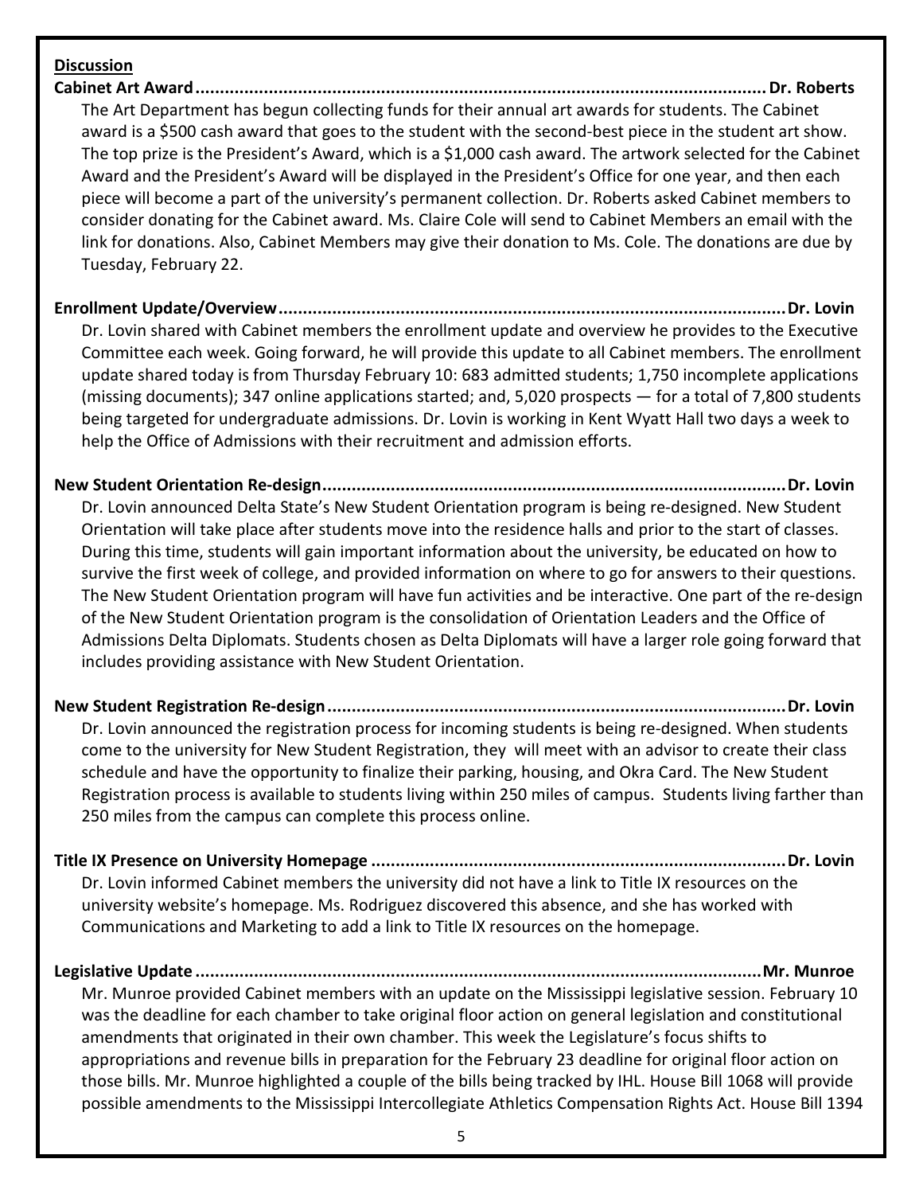**Discussion**

**Cabinet Art Award........................................................................................................................ Dr. Roberts**

The Art Department has begun collecting funds for their annual art awards for students. The Cabinet award is a $500 cash award that goes to the student with the second-best piece in the student art show. The top prize is the President's Award, which is a $1,000 cash award. The artwork selected for the Cabinet Award and the President's Award will be displayed in the President's Office for one year, and then each piece will become a part of the university's permanent collection. Dr. Roberts asked Cabinet members to consider donating for the Cabinet award. Ms. Claire Cole will send to Cabinet Members an email with the link for donations. Also, Cabinet Members may give their donation to Ms. Cole. The donations are due by Tuesday, February 22.

**Enrollment Update/Overview......................................................................................................... Dr. Lovin**

Dr. Lovin shared with Cabinet members the enrollment update and overview he provides to the Executive Committee each week. Going forward, he will provide this update to all Cabinet members. The enrollment update shared today is from Thursday February 10: 683 admitted students; 1,750 incomplete applications (missing documents); 347 online applications started; and, 5,020 prospects — for a total of 7,800 students being targeted for undergraduate admissions. Dr. Lovin is working in Kent Wyatt Hall two days a week to help the Office of Admissions with their recruitment and admission efforts.

**New Student Orientation Re-design............................................................................................... Dr. Lovin**

Dr. Lovin announced Delta State's New Student Orientation program is being re-designed. New Student Orientation will take place after students move into the residence halls and prior to the start of classes. During this time, students will gain important information about the university, be educated on how to survive the first week of college, and provided information on where to go for answers to their questions. The New Student Orientation program will have fun activities and be interactive. One part of the re-design of the New Student Orientation program is the consolidation of Orientation Leaders and the Office of Admissions Delta Diplomats. Students chosen as Delta Diplomats will have a larger role going forward that includes providing assistance with New Student Orientation.

**New Student Registration Re-design.............................................................................................. Dr. Lovin**

Dr. Lovin announced the registration process for incoming students is being re-designed. When students come to the university for New Student Registration, they will meet with an advisor to create their class schedule and have the opportunity to finalize their parking, housing, and Okra Card. The New Student Registration process is available to students living within 250 miles of campus. Students living farther than 250 miles from the campus can complete this process online.

**Title IX Presence on University Homepage ..................................................................................... Dr. Lovin**

Dr. Lovin informed Cabinet members the university did not have a link to Title IX resources on the university website's homepage. Ms. Rodriguez discovered this absence, and she has worked with Communications and Marketing to add a link to Title IX resources on the homepage.

**Legislative Update ...................................................................................................................... Mr. Munroe**

Mr. Munroe provided Cabinet members with an update on the Mississippi legislative session. February 10 was the deadline for each chamber to take original floor action on general legislation and constitutional amendments that originated in their own chamber. This week the Legislature's focus shifts to appropriations and revenue bills in preparation for the February 23 deadline for original floor action on those bills. Mr. Munroe highlighted a couple of the bills being tracked by IHL. House Bill 1068 will provide possible amendments to the Mississippi Intercollegiate Athletics Compensation Rights Act. House Bill 1394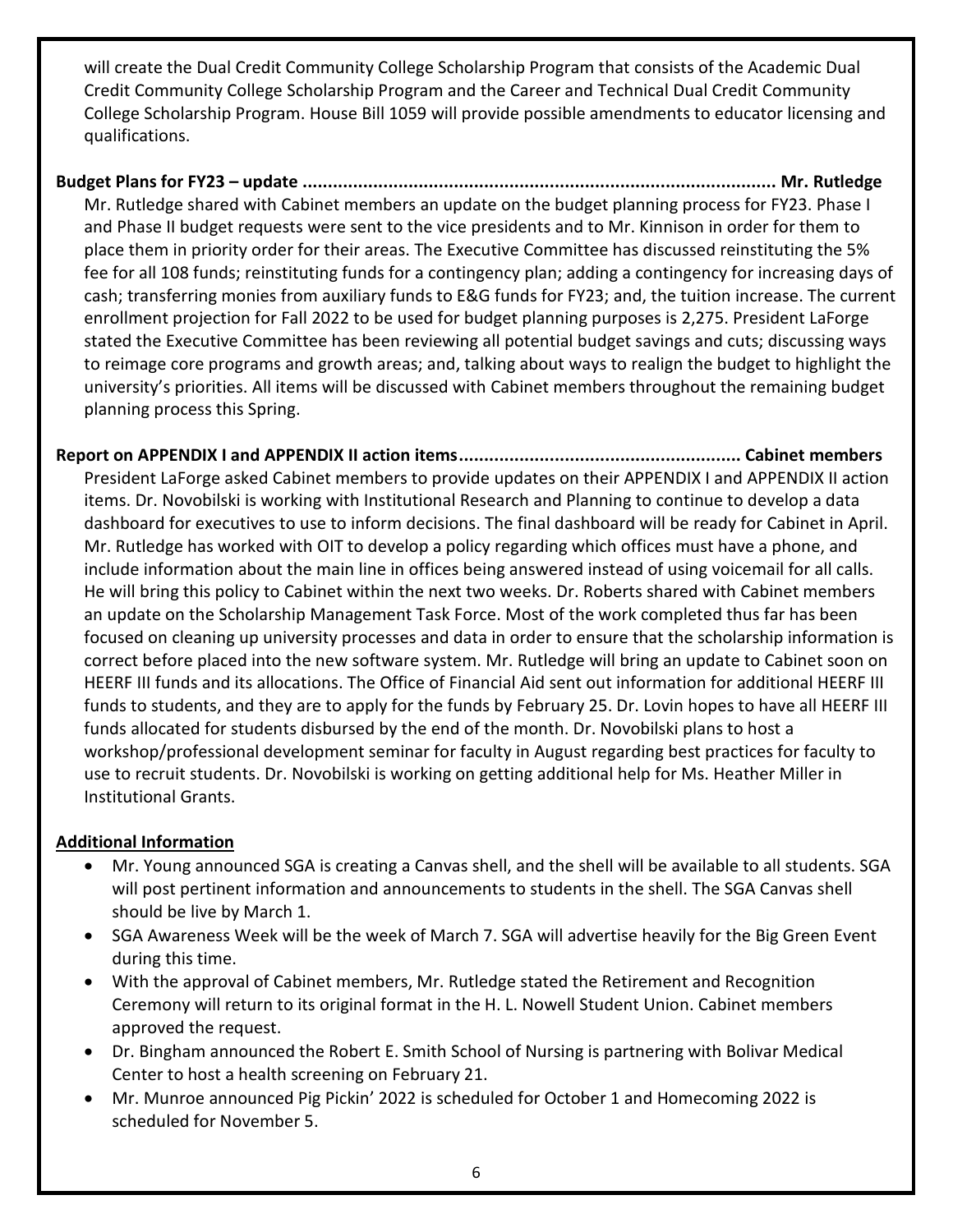will create the Dual Credit Community College Scholarship Program that consists of the Academic Dual Credit Community College Scholarship Program and the Career and Technical Dual Credit Community College Scholarship Program. House Bill 1059 will provide possible amendments to educator licensing and qualifications.

**Budget Plans for FY23 – update ............................................................................................ Mr. Rutledge**

Mr. Rutledge shared with Cabinet members an update on the budget planning process for FY23. Phase I and Phase II budget requests were sent to the vice presidents and to Mr. Kinnison in order for them to place them in priority order for their areas. The Executive Committee has discussed reinstituting the 5% fee for all 108 funds; reinstituting funds for a contingency plan; adding a contingency for increasing days of cash; transferring monies from auxiliary funds to E&G funds for FY23; and, the tuition increase. The current enrollment projection for Fall 2022 to be used for budget planning purposes is 2,275. President LaForge stated the Executive Committee has been reviewing all potential budget savings and cuts; discussing ways to reimage core programs and growth areas; and, talking about ways to realign the budget to highlight the university's priorities. All items will be discussed with Cabinet members throughout the remaining budget planning process this Spring.

**Report on APPENDIX I and APPENDIX II action items....................................................... Cabinet members**

President LaForge asked Cabinet members to provide updates on their APPENDIX I and APPENDIX II action items. Dr. Novobilski is working with Institutional Research and Planning to continue to develop a data dashboard for executives to use to inform decisions. The final dashboard will be ready for Cabinet in April. Mr. Rutledge has worked with OIT to develop a policy regarding which offices must have a phone, and include information about the main line in offices being answered instead of using voicemail for all calls. He will bring this policy to Cabinet within the next two weeks. Dr. Roberts shared with Cabinet members an update on the Scholarship Management Task Force. Most of the work completed thus far has been focused on cleaning up university processes and data in order to ensure that the scholarship information is correct before placed into the new software system. Mr. Rutledge will bring an update to Cabinet soon on HEERF III funds and its allocations. The Office of Financial Aid sent out information for additional HEERF III funds to students, and they are to apply for the funds by February 25. Dr. Lovin hopes to have all HEERF III funds allocated for students disbursed by the end of the month. Dr. Novobilski plans to host a workshop/professional development seminar for faculty in August regarding best practices for faculty to use to recruit students. Dr. Novobilski is working on getting additional help for Ms. Heather Miller in Institutional Grants.

**Additional Information**

- Mr. Young announced SGA is creating a Canvas shell, and the shell will be available to all students. SGA will post pertinent information and announcements to students in the shell. The SGA Canvas shell should be live by March 1.
- SGA Awareness Week will be the week of March 7. SGA will advertise heavily for the Big Green Event during this time.
- With the approval of Cabinet members, Mr. Rutledge stated the Retirement and Recognition Ceremony will return to its original format in the H. L. Nowell Student Union. Cabinet members approved the request.
- Dr. Bingham announced the Robert E. Smith School of Nursing is partnering with Bolivar Medical Center to host a health screening on February 21.
- Mr. Munroe announced Pig Pickin' 2022 is scheduled for October 1 and Homecoming 2022 is scheduled for November 5.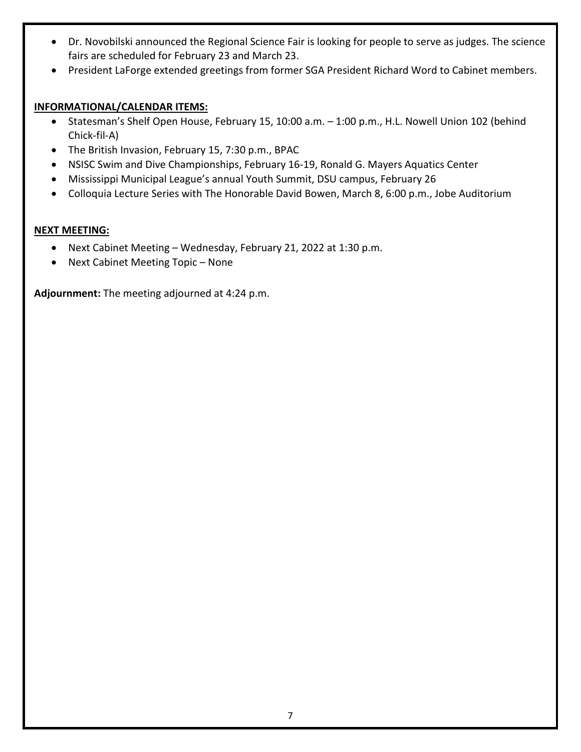- Dr. Novobilski announced the Regional Science Fair is looking for people to serve as judges. The science fairs are scheduled for February 23 and March 23.
- President LaForge extended greetings from former SGA President Richard Word to Cabinet members.

**INFORMATIONAL/CALENDAR ITEMS:**

- Statesman's Shelf Open House, February 15, 10:00 a.m. – 1:00 p.m., H.L. Nowell Union 102 (behind Chick-fil-A)
- The British Invasion, February 15, 7:30 p.m., BPAC
- NSISC Swim and Dive Championships, February 16-19, Ronald G. Mayers Aquatics Center
- Mississippi Municipal League's annual Youth Summit, DSU campus, February 26
- Colloquia Lecture Series with The Honorable David Bowen, March 8, 6:00 p.m., Jobe Auditorium

**NEXT MEETING:**

- Next Cabinet Meeting – Wednesday, February 21, 2022 at 1:30 p.m.
- Next Cabinet Meeting Topic – None

**Adjournment:** The meeting adjourned at 4:24 p.m.